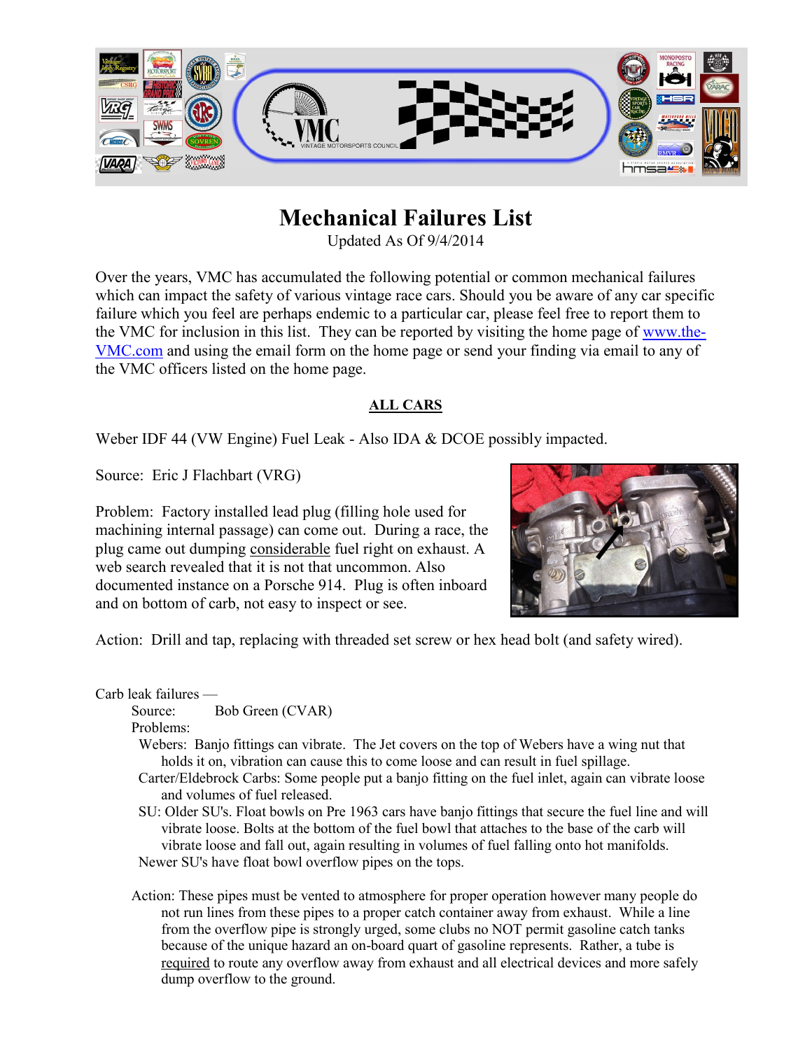# Mechanical Failures List

Updated As Of 9/4/2014

Over the years, VMC has accumulated the following potential or common mechanical failures which can impact the safety of various vintage race cars. Should you be aware of any car specific failure which you feel are perhaps endemic to a particular car, please feel free to report them to the VMC for inclusion in this list. They can be reported by visiting the home page of www.the-VMC.com and using the email form on the home page or send your finding via email to any of the VMC officers listed on the home page.

## ALL CARS

Weber IDF 44 (VW Engine) Fuel Leak - Also IDA & DCOE possibly impacted.

Source: Eric J Flachbart (VRG)

Problem: Factory installed lead plug (filling hole used for machining internal passage) can come out. During a race, the plug came out dumping considerable fuel right on exhaust. A web search revealed that it is not that uncommon. Also documented instance on a Porsche 914. Plug is often inboard and on bottom of carb, not easy to inspect or see.

Action: Drill and tap, replacing with threaded set screw or hex head bolt (and safety wired).

Carb leak failures —

Source: Bob Green (CVAR)

Problems:

Webers: Banjo fittings can vibrate. The Jet covers on the top of Webers have a wing nut that holds it on, vibration can cause this to come loose and can result in fuel spillage.

Carter/Eldebrock Carbs: Some people put a banjo fitting on the fuel inlet, again can vibrate loose and volumes of fuel released.

SU: Older SU's. Float bowls on Pre 1963 cars have banjo fittings that secure the fuel line and will vibrate loose. Bolts at the bottom of the fuel bowl that attaches to the base of the carb will vibrate loose and fall out, again resulting in volumes of fuel falling onto hot manifolds.

Newer SU's have float bowl overflow pipes on the tops.

Action: These pipes must be vented to atmosphere for proper operation however many people do not run lines from these pipes to a proper catch container away from exhaust. While a line from the overflow pipe is strongly urged, some clubs no NOT permit gasoline catch tanks because of the unique hazard an on-board quart of gasoline represents. Rather, a tube is required to route any overflow away from exhaust and all electrical devices and more safely dump overflow to the ground.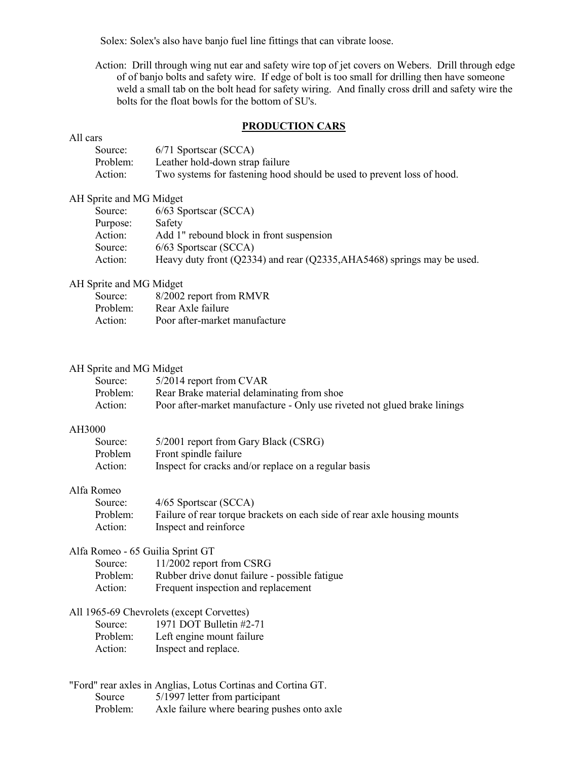Solex: Solex's also have banjo fuel line fittings that can vibrate loose.

Action: Drill through wing nut ear and safety wire top of jet covers on Webers. Drill through edge of of banjo bolts and safety wire. If edge of bolt is too small for drilling then have someone weld a small tab on the bolt head for safety wiring. And finally cross drill and safety wire the bolts for the float bowls for the bottom of SU's.

## PRODUCTION CARS

All cars

| | |
|---|---|
| Source: | 6/71 Sportscar (SCCA) |
| Problem: | Leather hold-down strap failure |
| Action: | Two systems for fastening hood should be used to prevent loss of hood. |

AH Sprite and MG Midget

| | |
|---|---|
| Source: | 6/63 Sportscar (SCCA) |
| Purpose: | Safety |
| Action: | Add 1" rebound block in front suspension |
| Source: | 6/63 Sportscar (SCCA) |
| Action: | Heavy duty front (Q2334) and rear (Q2335,AHA5468) springs may be used. |

AH Sprite and MG Midget

| | |
|---|---|
| Source: | 8/2002 report from RMVR |
| Problem: | Rear Axle failure |
| Action: | Poor after-market manufacture |

AH Sprite and MG Midget

| | |
|---|---|
| Source: | 5/2014 report from CVAR |
| Problem: | Rear Brake material delaminating from shoe |
| Action: | Poor after-market manufacture - Only use riveted not glued brake linings |

AH3000

| | |
|---|---|
| Source: | 5/2001 report from Gary Black (CSRG) |
| Problem | Front spindle failure |
| Action: | Inspect for cracks and/or replace on a regular basis |

Alfa Romeo

| | |
|---|---|
| Source: | 4/65 Sportscar (SCCA) |
| Problem: | Failure of rear torque brackets on each side of rear axle housing mounts |
| Action: | Inspect and reinforce |

Alfa Romeo - 65 Guilia Sprint GT

| | |
|---|---|
| Source: | 11/2002 report from CSRG |
| Problem: | Rubber drive donut failure - possible fatigue |
| Action: | Frequent inspection and replacement |

All 1965-69 Chevrolets (except Corvettes)

| | |
|---|---|
| Source: | 1971 DOT Bulletin #2-71 |
| Problem: | Left engine mount failure |
| Action: | Inspect and replace. |

"Ford" rear axles in Anglias, Lotus Cortinas and Cortina GT.

| | |
|---|---|
| Source | 5/1997 letter from participant |
| Problem: | Axle failure where bearing pushes onto axle |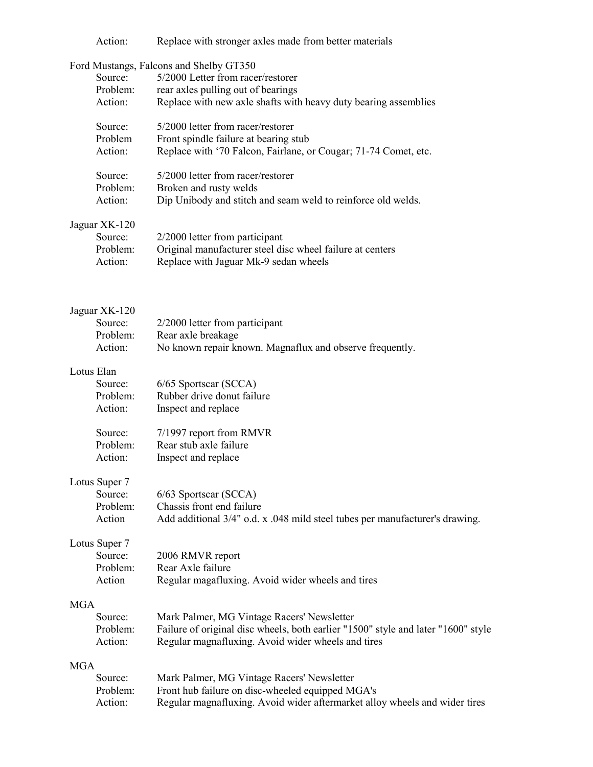Action: Replace with stronger axles made from better materials

Ford Mustangs, Falcons and Shelby GT350

Source: 5/2000 Letter from racer/restorer
Problem: rear axles pulling out of bearings
Action: Replace with new axle shafts with heavy duty bearing assemblies

Source: 5/2000 letter from racer/restorer
Problem Front spindle failure at bearing stub
Action: Replace with '70 Falcon, Fairlane, or Cougar; 71-74 Comet, etc.

Source: 5/2000 letter from racer/restorer
Problem: Broken and rusty welds
Action: Dip Unibody and stitch and seam weld to reinforce old welds.

Jaguar XK-120

Source: 2/2000 letter from participant
Problem: Original manufacturer steel disc wheel failure at centers
Action: Replace with Jaguar Mk-9 sedan wheels

Jaguar XK-120

Source: 2/2000 letter from participant
Problem: Rear axle breakage
Action: No known repair known. Magnaflux and observe frequently.

Lotus Elan

Source: 6/65 Sportscar (SCCA)
Problem: Rubber drive donut failure
Action: Inspect and replace

Source: 7/1997 report from RMVR
Problem: Rear stub axle failure
Action: Inspect and replace

Lotus Super 7

Source: 6/63 Sportscar (SCCA)
Problem: Chassis front end failure
Action Add additional 3/4" o.d. x .048 mild steel tubes per manufacturer's drawing.

Lotus Super 7

Source: 2006 RMVR report
Problem: Rear Axle failure
Action Regular magafluxing. Avoid wider wheels and tires

MGA

Source: Mark Palmer, MG Vintage Racers' Newsletter
Problem: Failure of original disc wheels, both earlier "1500" style and later "1600" style
Action: Regular magnafluxing. Avoid wider wheels and tires

MGA

Source: Mark Palmer, MG Vintage Racers' Newsletter
Problem: Front hub failure on disc-wheeled equipped MGA's
Action: Regular magnafluxing. Avoid wider aftermarket alloy wheels and wider tires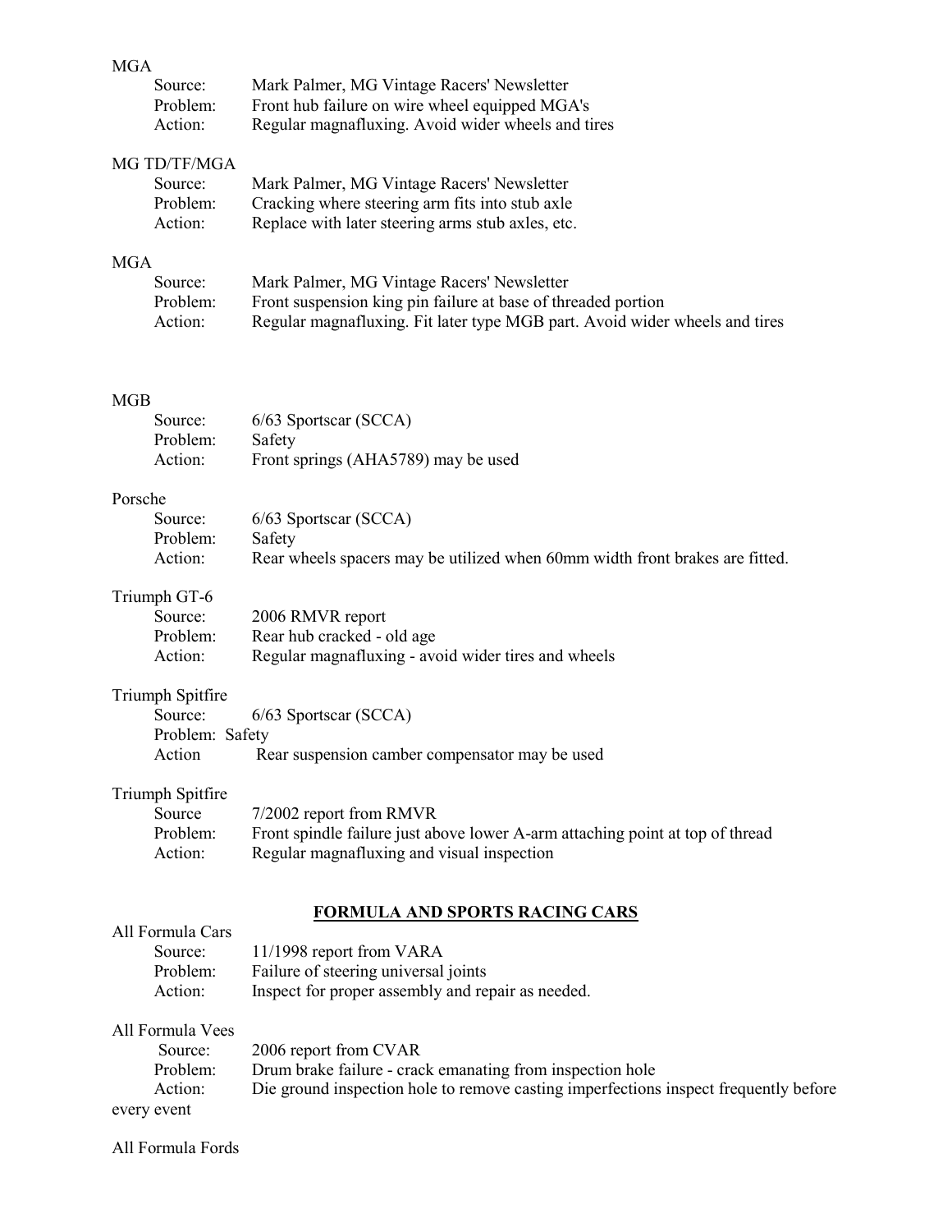MGA

Source: Mark Palmer, MG Vintage Racers' Newsletter
Problem: Front hub failure on wire wheel equipped MGA's
Action: Regular magnafluxing. Avoid wider wheels and tires

MG TD/TF/MGA

Source: Mark Palmer, MG Vintage Racers' Newsletter
Problem: Cracking where steering arm fits into stub axle
Action: Replace with later steering arms stub axles, etc.

MGA

Source: Mark Palmer, MG Vintage Racers' Newsletter
Problem: Front suspension king pin failure at base of threaded portion
Action: Regular magnafluxing. Fit later type MGB part. Avoid wider wheels and tires

MGB

Source: 6/63 Sportscar (SCCA)
Problem: Safety
Action: Front springs (AHA5789) may be used

Porsche

Source: 6/63 Sportscar (SCCA)
Problem: Safety
Action: Rear wheels spacers may be utilized when 60mm width front brakes are fitted.

Triumph GT-6

Source: 2006 RMVR report
Problem: Rear hub cracked - old age
Action: Regular magnafluxing - avoid wider tires and wheels

Triumph Spitfire

Source: 6/63 Sportscar (SCCA)
Problem: Safety
Action Rear suspension camber compensator may be used

Triumph Spitfire

Source 7/2002 report from RMVR
Problem: Front spindle failure just above lower A-arm attaching point at top of thread
Action: Regular magnafluxing and visual inspection

## FORMULA AND SPORTS RACING CARS

All Formula Cars

Source: 11/1998 report from VARA
Problem: Failure of steering universal joints
Action: Inspect for proper assembly and repair as needed.

All Formula Vees

Source: 2006 report from CVAR
Problem: Drum brake failure - crack emanating from inspection hole
Action: Die ground inspection hole to remove casting imperfections inspect frequently before every event

All Formula Fords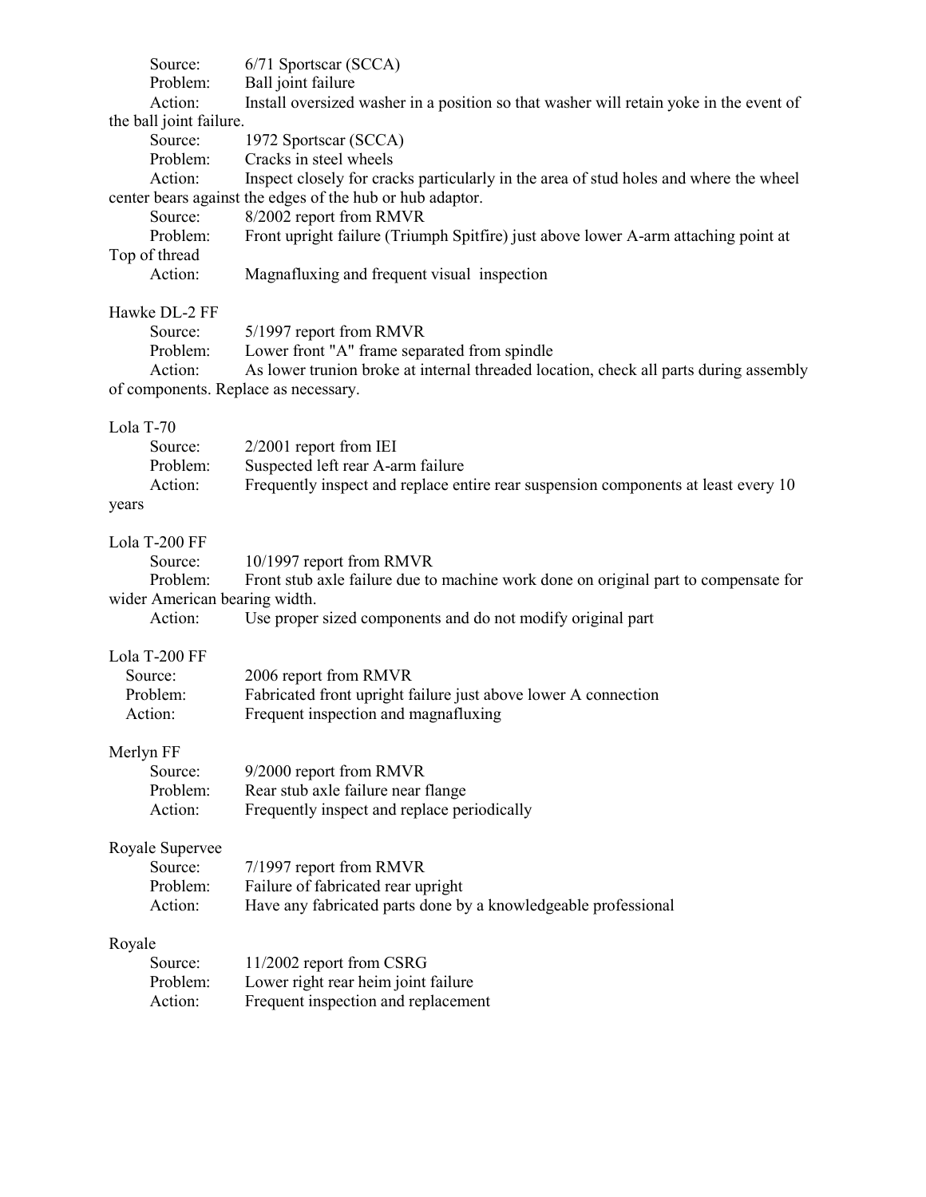Source: 6/71 Sportscar (SCCA)
Problem: Ball joint failure
Action: Install oversized washer in a position so that washer will retain yoke in the event of the ball joint failure.

Source: 1972 Sportscar (SCCA)
Problem: Cracks in steel wheels
Action: Inspect closely for cracks particularly in the area of stud holes and where the wheel center bears against the edges of the hub or hub adaptor.

Source: 8/2002 report from RMVR
Problem: Front upright failure (Triumph Spitfire) just above lower A-arm attaching point at Top of thread
Action: Magnafluxing and frequent visual inspection

Hawke DL-2 FF

Source: 5/1997 report from RMVR
Problem: Lower front "A" frame separated from spindle
Action: As lower trunion broke at internal threaded location, check all parts during assembly of components. Replace as necessary.

Lola T-70

Source: 2/2001 report from IEI
Problem: Suspected left rear A-arm failure
Action: Frequently inspect and replace entire rear suspension components at least every 10 years

Lola T-200 FF

Source: 10/1997 report from RMVR
Problem: Front stub axle failure due to machine work done on original part to compensate for wider American bearing width.
Action: Use proper sized components and do not modify original part

Lola T-200 FF

Source: 2006 report from RMVR
Problem: Fabricated front upright failure just above lower A connection
Action: Frequent inspection and magnafluxing

Merlyn FF

Source: 9/2000 report from RMVR
Problem: Rear stub axle failure near flange
Action: Frequently inspect and replace periodically

Royale Supervee

Source: 7/1997 report from RMVR
Problem: Failure of fabricated rear upright
Action: Have any fabricated parts done by a knowledgeable professional

Royale

Source: 11/2002 report from CSRG
Problem: Lower right rear heim joint failure
Action: Frequent inspection and replacement